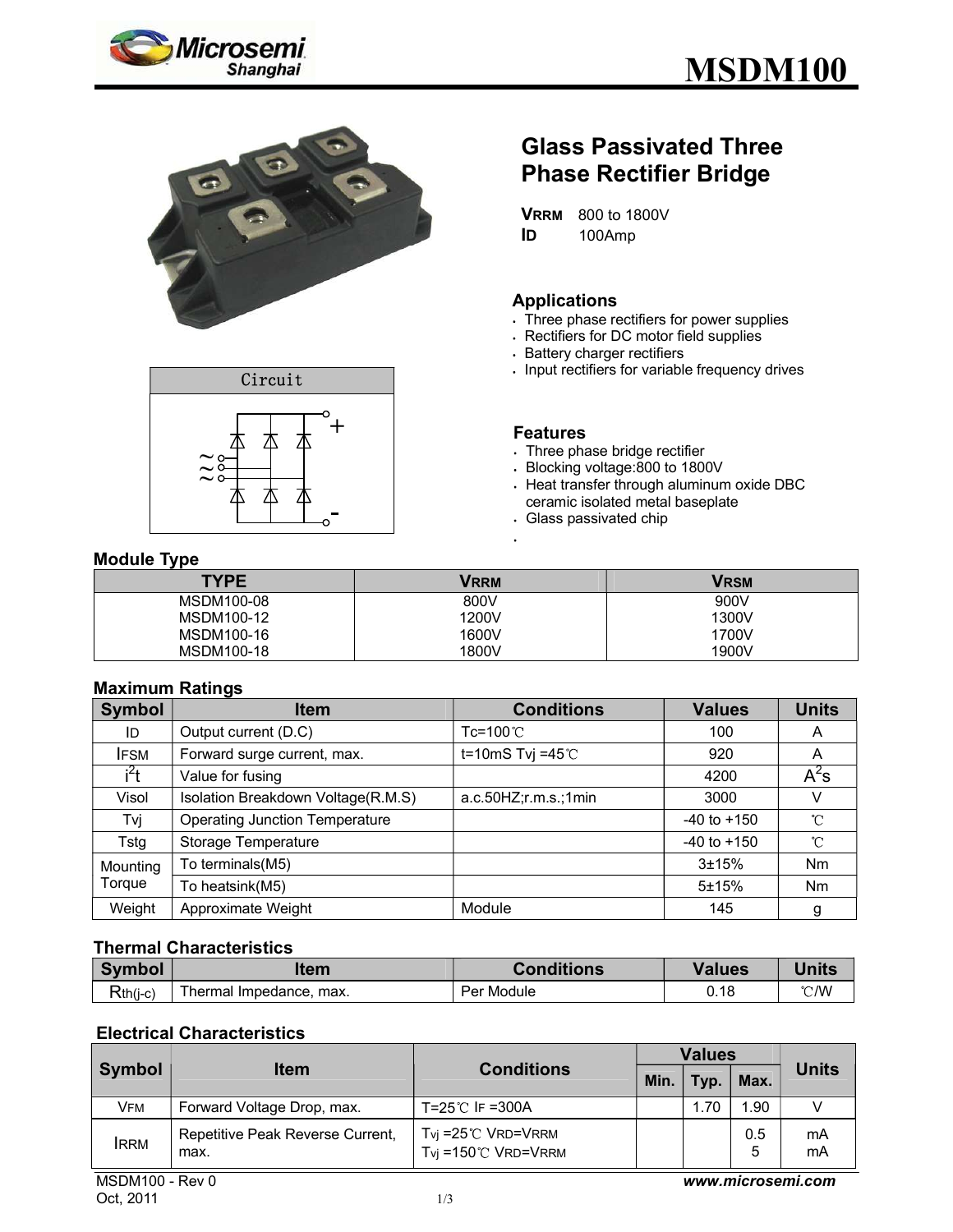# MSDM100

## Glass Passivated Three Phase Rectifier Bridge

**$V_{RRM}$** 800 to 1800V
**$I_D$** 100Amp

### Applications

- Three phase rectifiers for power supplies
- Rectifiers for DC motor field supplies
- Battery charger rectifiers
- Input rectifiers for variable frequency drives

Circuit

### Features

- Three phase bridge rectifier
- Blocking voltage:800 to 1800V
- Heat transfer through aluminum oxide DBC ceramic isolated metal baseplate
- Glass passivated chip

### Module Type

| TYPE | $V_{RRM}$ | $V_{RSM}$ |
|---|---|---|
| MSDM100-08 | 800V | 900V |
| MSDM100-12 | 1200V | 1300V |
| MSDM100-16 | 1600V | 1700V |
| MSDM100-18 | 1800V | 1900V |

### Maximum Ratings

| Symbol | Item | Conditions | Values | Units |
|---|---|---|---|---|
| $I_D$ | Output current (D.C) | Tc=100℃ | 100 | A |
| $I_{FSM}$ | Forward surge current, max. | t=10mS Tvj =45℃ | 920 | A |
| $i^2t$ | Value for fusing | | 4200 | $A^2s$ |
| Visol | Isolation Breakdown Voltage(R.M.S) | a.c.50HZ;r.m.s.;1min | 3000 | V |
| Tvj | Operating Junction Temperature | | -40 to +150 | ℃ |
| Tstg | Storage Temperature | | -40 to +150 | ℃ |
| Mounting Torque | To terminals(M5) | | 3±15% | Nm |
| | To heatsink(M5) | | 5±15% | Nm |
| Weight | Approximate Weight | Module | 145 | g |

### Thermal Characteristics

| Symbol | Item | Conditions | Values | Units |
|---|---|---|---|---|
| $R_{th(j-c)}$ | Thermal Impedance, max. | Per Module | 0.18 | ℃/W |

### Electrical Characteristics

| Symbol | Item | Conditions | Values | | | Units |
|---|---|---|---|---|---|---|
| | | | Min. | Typ. | Max. | |
| $V_{FM}$ | Forward Voltage Drop, max. | T=25℃ $I_F$ =300A | | 1.70 | 1.90 | V |
| $I_{RRM}$ | Repetitive Peak Reverse Current, max. | $T_{vj}$ =25℃ $V_{RD}$=$V_{RRM}$<br>$T_{vj}$ =150℃ $V_{RD}$=$V_{RRM}$ | | | 0.5<br>5 | mA<br>mA |

MSDM100 - Rev 0
Oct, 2011

***www.microsemi.com***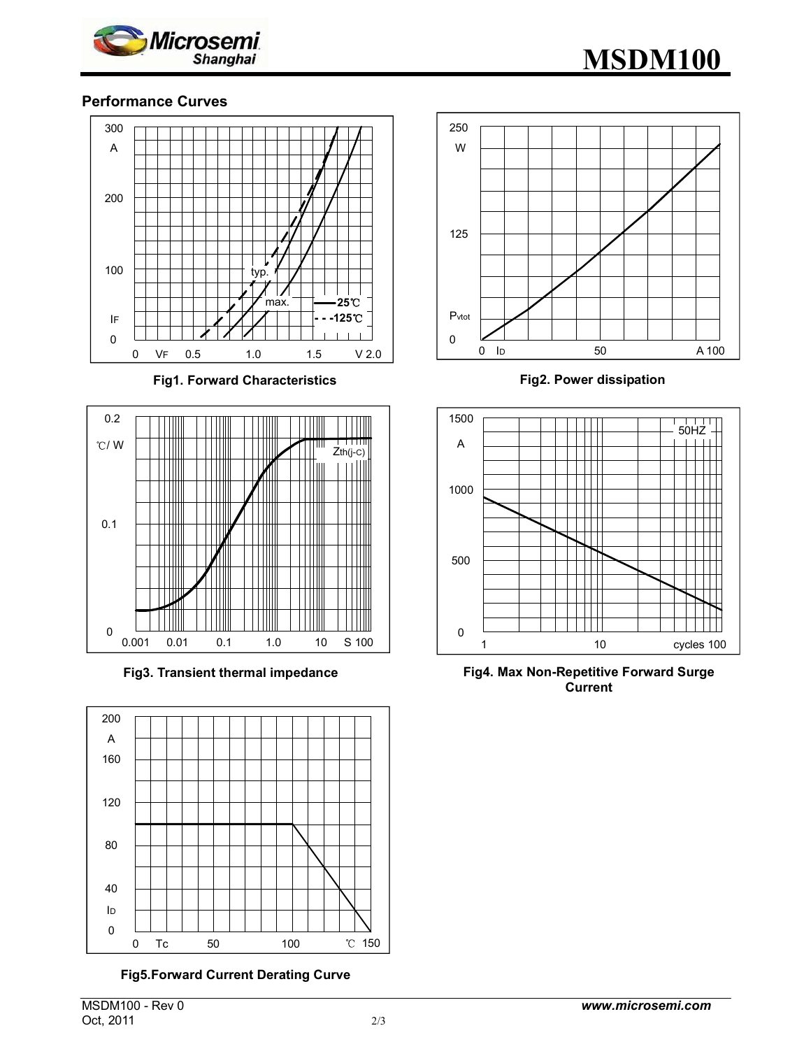## Performance Curves

**Fig1. Forward Characteristics**

**Fig2. Power dissipation**

**Fig3. Transient thermal impedance**

**Fig4. Max Non-Repetitive Forward Surge Current**

**Fig5.Forward Current Derating Curve**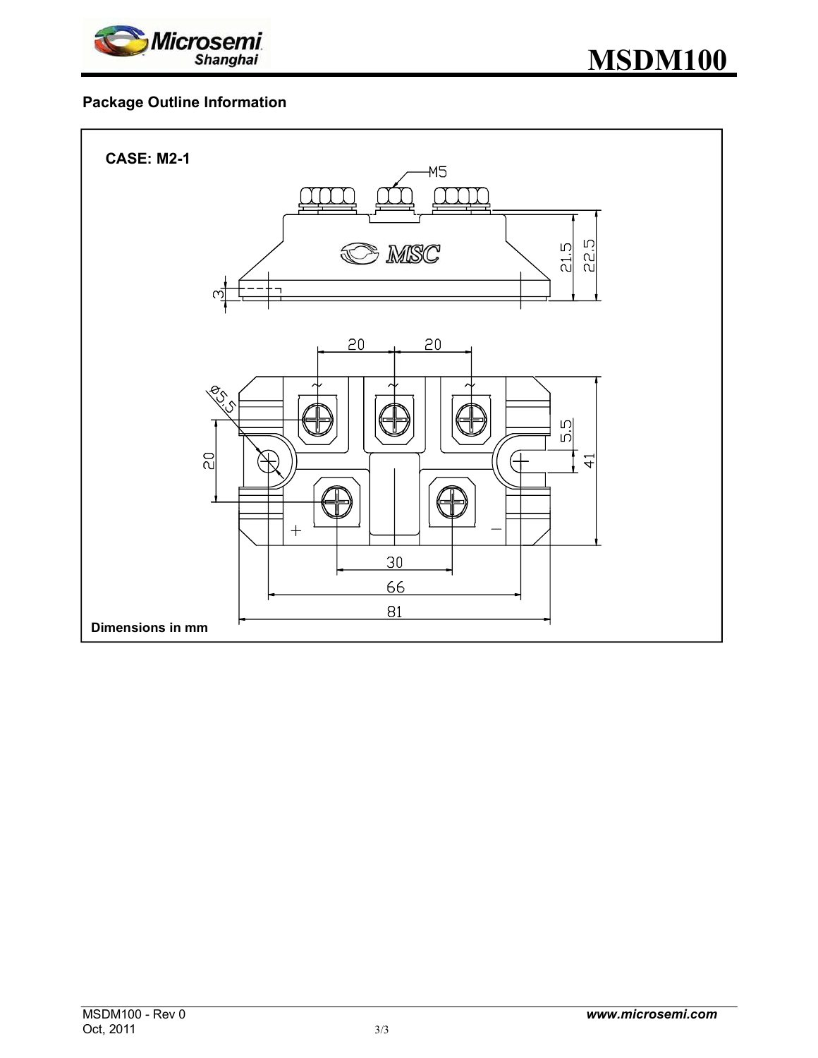## Package Outline Information

**CASE: M2-1**

M5

21.5

22.5

3

20

20

Ø5.5

20

5.5

41

~

~

~

+

−

30

66

81

**Dimensions in mm**